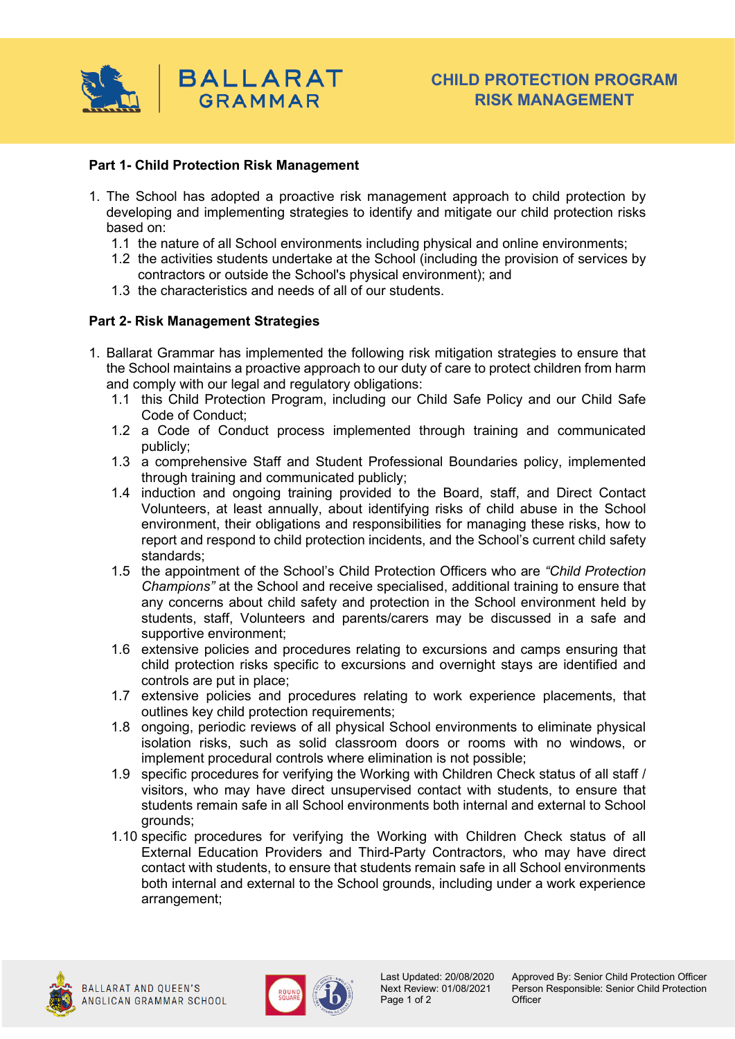# CHILD PROTECTION PROGRAM RISK MANAGEMENT

## Part 1- Child Protection Risk Management

1. The School has adopted a proactive risk management approach to child protection by developing and implementing strategies to identify and mitigate our child protection risks based on:
   1.1 the nature of all School environments including physical and online environments;
   1.2 the activities students undertake at the School (including the provision of services by contractors or outside the School's physical environment); and
   1.3 the characteristics and needs of all of our students.

## Part 2- Risk Management Strategies

1. Ballarat Grammar has implemented the following risk mitigation strategies to ensure that the School maintains a proactive approach to our duty of care to protect children from harm and comply with our legal and regulatory obligations:
   1.1 this Child Protection Program, including our Child Safe Policy and our Child Safe Code of Conduct;
   1.2 a Code of Conduct process implemented through training and communicated publicly;
   1.3 a comprehensive Staff and Student Professional Boundaries policy, implemented through training and communicated publicly;
   1.4 induction and ongoing training provided to the Board, staff, and Direct Contact Volunteers, at least annually, about identifying risks of child abuse in the School environment, their obligations and responsibilities for managing these risks, how to report and respond to child protection incidents, and the School's current child safety standards;
   1.5 the appointment of the School's Child Protection Officers who are *"Child Protection Champions"* at the School and receive specialised, additional training to ensure that any concerns about child safety and protection in the School environment held by students, staff, Volunteers and parents/carers may be discussed in a safe and supportive environment;
   1.6 extensive policies and procedures relating to excursions and camps ensuring that child protection risks specific to excursions and overnight stays are identified and controls are put in place;
   1.7 extensive policies and procedures relating to work experience placements, that outlines key child protection requirements;
   1.8 ongoing, periodic reviews of all physical School environments to eliminate physical isolation risks, such as solid classroom doors or rooms with no windows, or implement procedural controls where elimination is not possible;
   1.9 specific procedures for verifying the Working with Children Check status of all staff / visitors, who may have direct unsupervised contact with students, to ensure that students remain safe in all School environments both internal and external to School grounds;
   1.10 specific procedures for verifying the Working with Children Check status of all External Education Providers and Third-Party Contractors, who may have direct contact with students, to ensure that students remain safe in all School environments both internal and external to the School grounds, including under a work experience arrangement;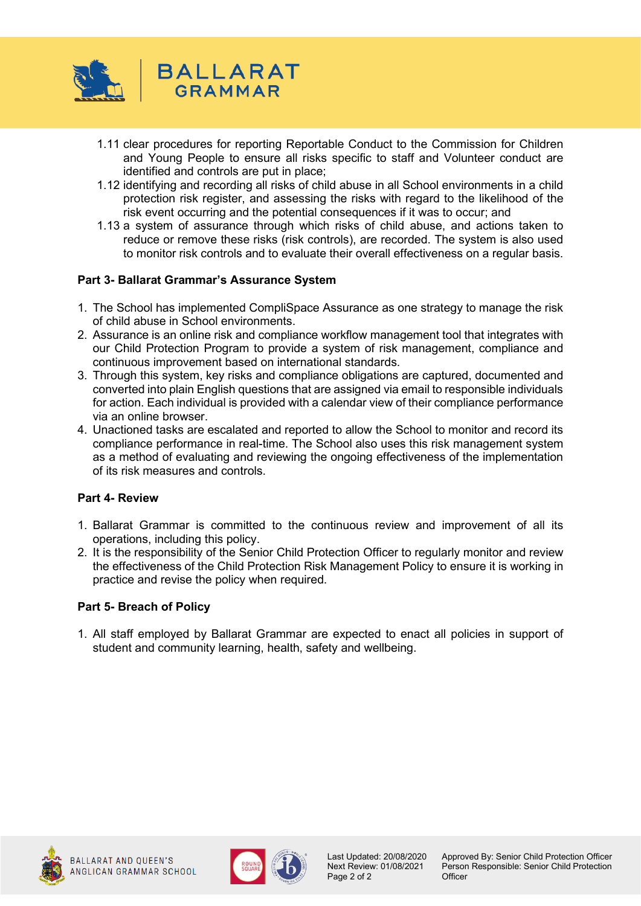1.11 clear procedures for reporting Reportable Conduct to the Commission for Children and Young People to ensure all risks specific to staff and Volunteer conduct are identified and controls are put in place;

1.12 identifying and recording all risks of child abuse in all School environments in a child protection risk register, and assessing the risks with regard to the likelihood of the risk event occurring and the potential consequences if it was to occur; and

1.13 a system of assurance through which risks of child abuse, and actions taken to reduce or remove these risks (risk controls), are recorded. The system is also used to monitor risk controls and to evaluate their overall effectiveness on a regular basis.

**Part 3- Ballarat Grammar's Assurance System**

1. The School has implemented CompliSpace Assurance as one strategy to manage the risk of child abuse in School environments.
2. Assurance is an online risk and compliance workflow management tool that integrates with our Child Protection Program to provide a system of risk management, compliance and continuous improvement based on international standards.
3. Through this system, key risks and compliance obligations are captured, documented and converted into plain English questions that are assigned via email to responsible individuals for action. Each individual is provided with a calendar view of their compliance performance via an online browser.
4. Unactioned tasks are escalated and reported to allow the School to monitor and record its compliance performance in real-time. The School also uses this risk management system as a method of evaluating and reviewing the ongoing effectiveness of the implementation of its risk measures and controls.

**Part 4- Review**

1. Ballarat Grammar is committed to the continuous review and improvement of all its operations, including this policy.
2. It is the responsibility of the Senior Child Protection Officer to regularly monitor and review the effectiveness of the Child Protection Risk Management Policy to ensure it is working in practice and revise the policy when required.

**Part 5- Breach of Policy**

1. All staff employed by Ballarat Grammar are expected to enact all policies in support of student and community learning, health, safety and wellbeing.

Last Updated: 20/08/2020
Next Review: 01/08/2021

Approved By: Senior Child Protection Officer
Person Responsible: Senior Child Protection Officer